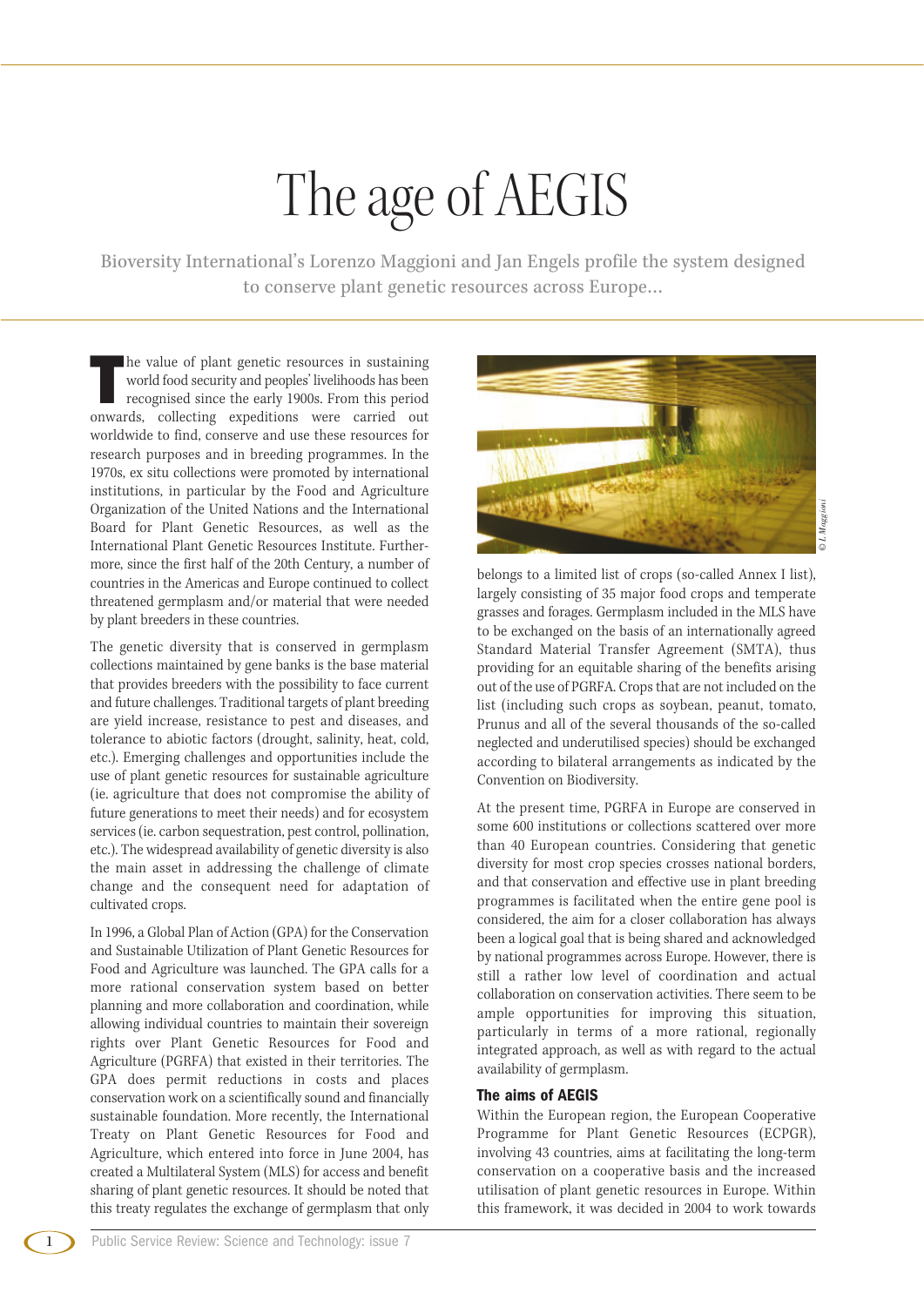# The age of AEGIS

Bioversity International's Lorenzo Maggioni and Jan Engels profile the system designed to conserve plant genetic resources across Europe...

The value of plant genetic resources in sustaining world food security and peoples' livelihoods has been recognised since the early 1900s. From this period onwards, collecting expeditions were carried out worldwide to find, conserve and use these resources for research purposes and in breeding programmes. In the 1970s, ex situ collections were promoted by international institutions, in particular by the Food and Agriculture Organization of the United Nations and the International Board for Plant Genetic Resources, as well as the International Plant Genetic Resources Institute. Furthermore, since the first half of the 20th Century, a number of countries in the Americas and Europe continued to collect threatened germplasm and/or material that were needed by plant breeders in these countries.

The genetic diversity that is conserved in germplasm collections maintained by gene banks is the base material that provides breeders with the possibility to face current and future challenges. Traditional targets of plant breeding are yield increase, resistance to pest and diseases, and tolerance to abiotic factors (drought, salinity, heat, cold, etc.). Emerging challenges and opportunities include the use of plant genetic resources for sustainable agriculture (ie. agriculture that does not compromise the ability of future generations to meet their needs) and for ecosystem services (ie. carbon sequestration, pest control, pollination, etc.). The widespread availability of genetic diversity is also the main asset in addressing the challenge of climate change and the consequent need for adaptation of cultivated crops.

In 1996, a Global Plan of Action (GPA) for the Conservation and Sustainable Utilization of Plant Genetic Resources for Food and Agriculture was launched. The GPA calls for a more rational conservation system based on better planning and more collaboration and coordination, while allowing individual countries to maintain their sovereign rights over Plant Genetic Resources for Food and Agriculture (PGRFA) that existed in their territories. The GPA does permit reductions in costs and places conservation work on a scientifically sound and financially sustainable foundation. More recently, the International Treaty on Plant Genetic Resources for Food and Agriculture, which entered into force in June 2004, has created a Multilateral System (MLS) for access and benefit sharing of plant genetic resources. It should be noted that this treaty regulates the exchange of germplasm that only belongs to a limited list of crops (so-called Annex I list), largely consisting of 35 major food crops and temperate grasses and forages. Germplasm included in the MLS have to be exchanged on the basis of an internationally agreed Standard Material Transfer Agreement (SMTA), thus providing for an equitable sharing of the benefits arising out of the use of PGRFA. Crops that are not included on the list (including such crops as soybean, peanut, tomato, Prunus and all of the several thousands of the so-called neglected and underutilised species) should be exchanged according to bilateral arrangements as indicated by the Convention on Biodiversity.

At the present time, PGRFA in Europe are conserved in some 600 institutions or collections scattered over more than 40 European countries. Considering that genetic diversity for most crop species crosses national borders, and that conservation and effective use in plant breeding programmes is facilitated when the entire gene pool is considered, the aim for a closer collaboration has always been a logical goal that is being shared and acknowledged by national programmes across Europe. However, there is still a rather low level of coordination and actual collaboration on conservation activities. There seem to be ample opportunities for improving this situation, particularly in terms of a more rational, regionally integrated approach, as well as with regard to the actual availability of germplasm.

### The aims of AEGIS

Within the European region, the European Cooperative Programme for Plant Genetic Resources (ECPGR), involving 43 countries, aims at facilitating the long-term conservation on a cooperative basis and the increased utilisation of plant genetic resources in Europe. Within this framework, it was decided in 2004 to work towards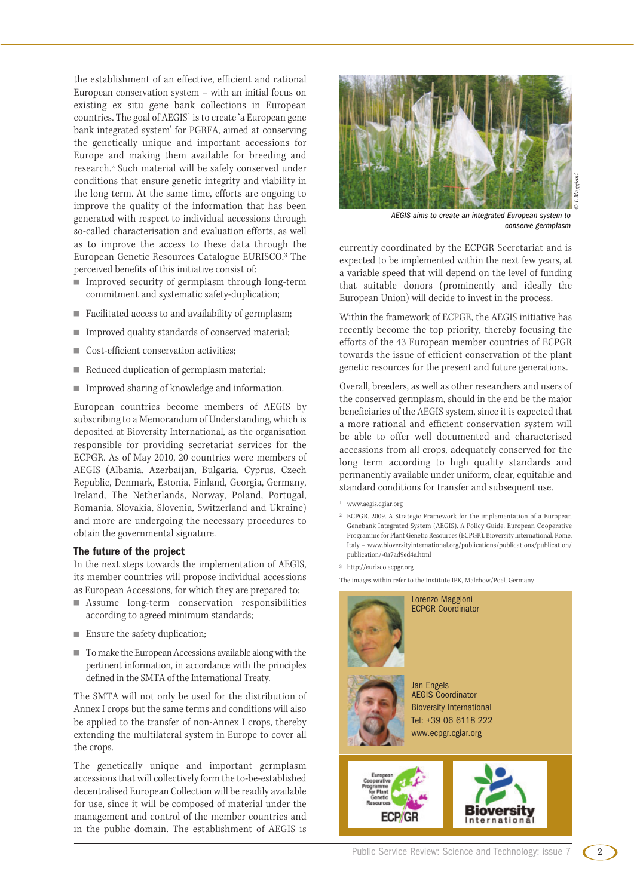the establishment of an effective, efficient and rational European conservation system – with an initial focus on existing ex situ gene bank collections in European countries. The goal of AEGIS[1] is to create 'a European gene bank integrated system' for PGRFA, aimed at conserving the genetically unique and important accessions for Europe and making them available for breeding and research.[2] Such material will be safely conserved under conditions that ensure genetic integrity and viability in the long term. At the same time, efforts are ongoing to improve the quality of the information that has been generated with respect to individual accessions through so-called characterisation and evaluation efforts, as well as to improve the access to these data through the European Genetic Resources Catalogue EURISCO.[3] The perceived benefits of this initiative consist of:

- Improved security of germplasm through long-term commitment and systematic safety-duplication;
- Facilitated access to and availability of germplasm;
- Improved quality standards of conserved material;
- Cost-efficient conservation activities;
- Reduced duplication of germplasm material;
- Improved sharing of knowledge and information.

European countries become members of AEGIS by subscribing to a Memorandum of Understanding, which is deposited at Bioversity International, as the organisation responsible for providing secretariat services for the ECPGR. As of May 2010, 20 countries were members of AEGIS (Albania, Azerbaijan, Bulgaria, Cyprus, Czech Republic, Denmark, Estonia, Finland, Georgia, Germany, Ireland, The Netherlands, Norway, Poland, Portugal, Romania, Slovakia, Slovenia, Switzerland and Ukraine) and more are undergoing the necessary procedures to obtain the governmental signature.

### The future of the project

In the next steps towards the implementation of AEGIS, its member countries will propose individual accessions as European Accessions, for which they are prepared to:

- Assume long-term conservation responsibilities according to agreed minimum standards;
- Ensure the safety duplication;
- To make the European Accessions available along with the pertinent information, in accordance with the principles defined in the SMTA of the International Treaty.

The SMTA will not only be used for the distribution of Annex I crops but the same terms and conditions will also be applied to the transfer of non-Annex I crops, thereby extending the multilateral system in Europe to cover all the crops.

The genetically unique and important germplasm accessions that will collectively form the to-be-established decentralised European Collection will be readily available for use, since it will be composed of material under the management and control of the member countries and in the public domain. The establishment of AEGIS is currently coordinated by the ECPGR Secretariat and is expected to be implemented within the next few years, at a variable speed that will depend on the level of funding that suitable donors (prominently and ideally the European Union) will decide to invest in the process.

*AEGIS aims to create an integrated European system to conserve germplasm*

© L Maggioni

Within the framework of ECPGR, the AEGIS initiative has recently become the top priority, thereby focusing the efforts of the 43 European member countries of ECPGR towards the issue of efficient conservation of the plant genetic resources for the present and future generations.

Overall, breeders, as well as other researchers and users of the conserved germplasm, should in the end be the major beneficiaries of the AEGIS system, since it is expected that a more rational and efficient conservation system will be able to offer well documented and characterised accessions from all crops, adequately conserved for the long term according to high quality standards and permanently available under uniform, clear, equitable and standard conditions for transfer and subsequent use.

[1] www.aegis.cgiar.org

[2] ECPGR. 2009. A Strategic Framework for the implementation of a European Genebank Integrated System (AEGIS). A Policy Guide. European Cooperative Programme for Plant Genetic Resources (ECPGR). Bioversity International, Rome, Italy – www.bioversityinternational.org/publications/publications/publication/publication/-0a7ad9ed4e.html

[3] http://eurisco.ecpgr.org

The images within refer to the Institute IPK, Malchow/Poel, Germany

Lorenzo Maggioni
ECPGR Coordinator

Jan Engels
AEGIS Coordinator
Bioversity International
Tel: +39 06 6118 222
www.ecpgr.cgiar.org